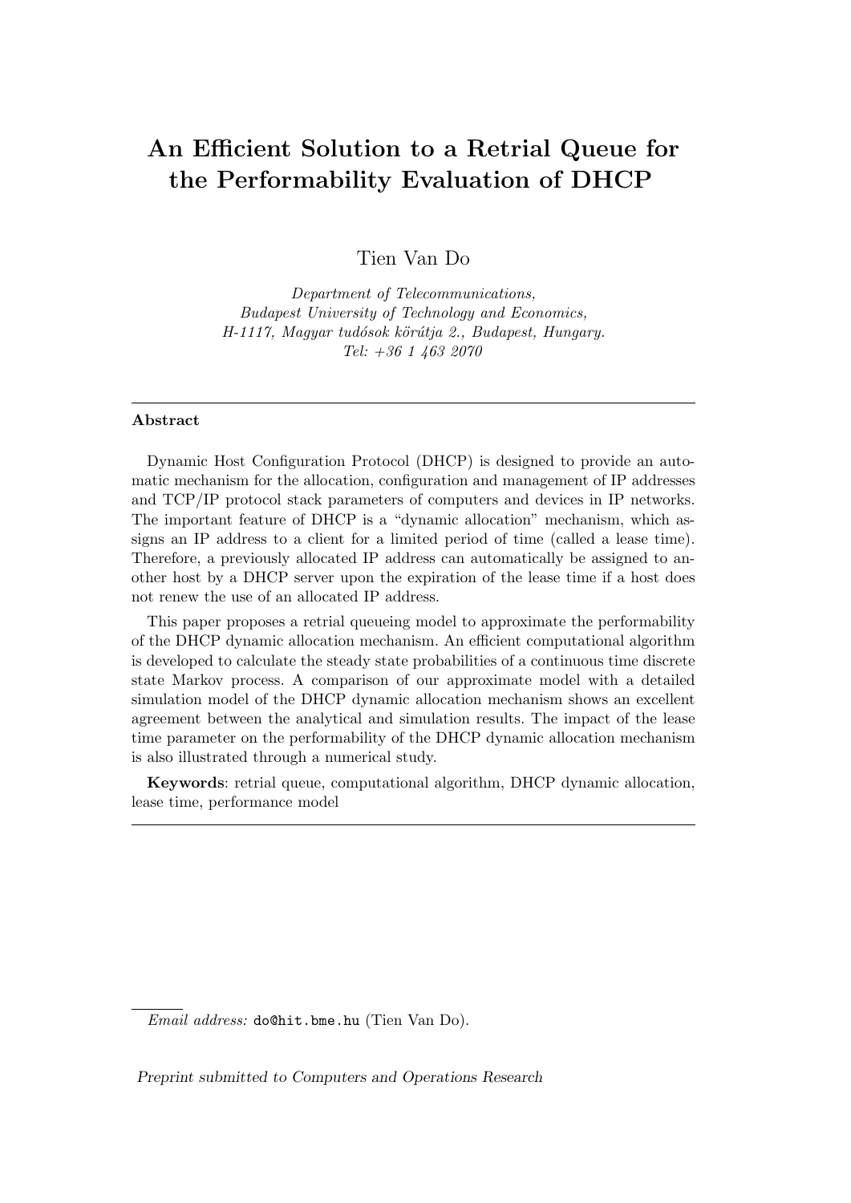# An Efficient Solution to a Retrial Queue for the Performability Evaluation of DHCP

Tien Van Do

*Department of Telecommunications,*
*Budapest University of Technology and Economics,*
*H-1117, Magyar tudósok körútja 2., Budapest, Hungary.*
*Tel: +36 1 463 2070*

---

**Abstract**

Dynamic Host Configuration Protocol (DHCP) is designed to provide an automatic mechanism for the allocation, configuration and management of IP addresses and TCP/IP protocol stack parameters of computers and devices in IP networks. The important feature of DHCP is a "dynamic allocation" mechanism, which assigns an IP address to a client for a limited period of time (called a lease time). Therefore, a previously allocated IP address can automatically be assigned to another host by a DHCP server upon the expiration of the lease time if a host does not renew the use of an allocated IP address.

This paper proposes a retrial queueing model to approximate the performability of the DHCP dynamic allocation mechanism. An efficient computational algorithm is developed to calculate the steady state probabilities of a continuous time discrete state Markov process. A comparison of our approximate model with a detailed simulation model of the DHCP dynamic allocation mechanism shows an excellent agreement between the analytical and simulation results. The impact of the lease time parameter on the performability of the DHCP dynamic allocation mechanism is also illustrated through a numerical study.

**Keywords**: retrial queue, computational algorithm, DHCP dynamic allocation, lease time, performance model

---

*Email address:* do@hit.bme.hu (Tien Van Do).

*Preprint submitted to Computers and Operations Research*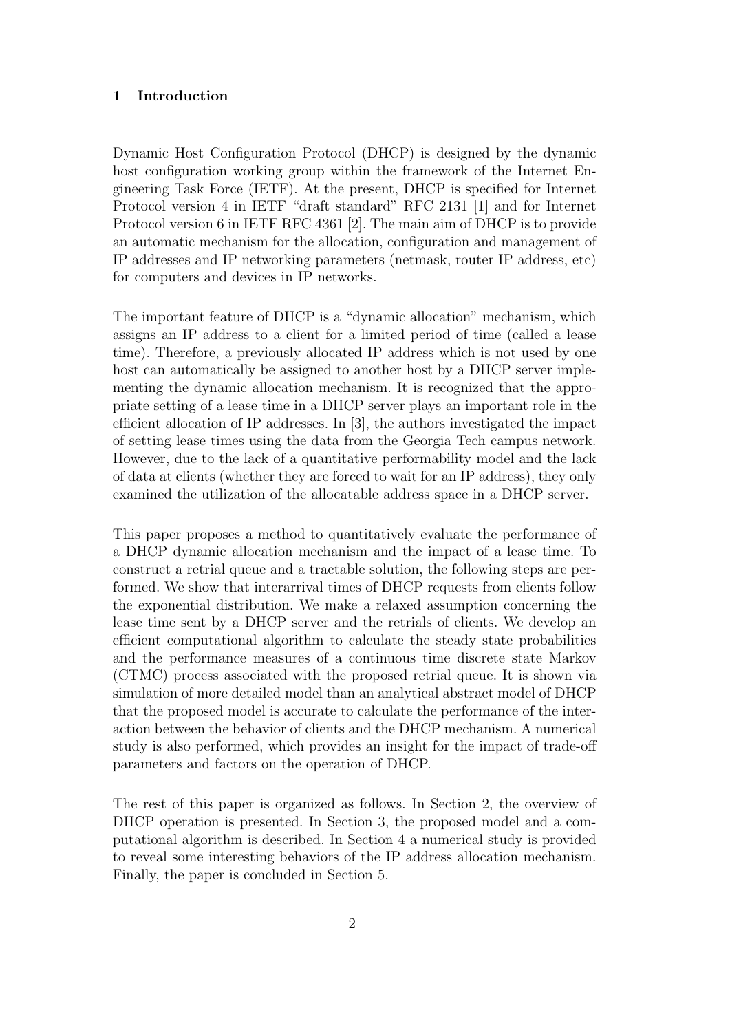## 1 Introduction

Dynamic Host Configuration Protocol (DHCP) is designed by the dynamic host configuration working group within the framework of the Internet Engineering Task Force (IETF). At the present, DHCP is specified for Internet Protocol version 4 in IETF "draft standard" RFC 2131 [1] and for Internet Protocol version 6 in IETF RFC 4361 [2]. The main aim of DHCP is to provide an automatic mechanism for the allocation, configuration and management of IP addresses and IP networking parameters (netmask, router IP address, etc) for computers and devices in IP networks.

The important feature of DHCP is a "dynamic allocation" mechanism, which assigns an IP address to a client for a limited period of time (called a lease time). Therefore, a previously allocated IP address which is not used by one host can automatically be assigned to another host by a DHCP server implementing the dynamic allocation mechanism. It is recognized that the appropriate setting of a lease time in a DHCP server plays an important role in the efficient allocation of IP addresses. In [3], the authors investigated the impact of setting lease times using the data from the Georgia Tech campus network. However, due to the lack of a quantitative performability model and the lack of data at clients (whether they are forced to wait for an IP address), they only examined the utilization of the allocatable address space in a DHCP server.

This paper proposes a method to quantitatively evaluate the performance of a DHCP dynamic allocation mechanism and the impact of a lease time. To construct a retrial queue and a tractable solution, the following steps are performed. We show that interarrival times of DHCP requests from clients follow the exponential distribution. We make a relaxed assumption concerning the lease time sent by a DHCP server and the retrials of clients. We develop an efficient computational algorithm to calculate the steady state probabilities and the performance measures of a continuous time discrete state Markov (CTMC) process associated with the proposed retrial queue. It is shown via simulation of more detailed model than an analytical abstract model of DHCP that the proposed model is accurate to calculate the performance of the interaction between the behavior of clients and the DHCP mechanism. A numerical study is also performed, which provides an insight for the impact of trade-off parameters and factors on the operation of DHCP.

The rest of this paper is organized as follows. In Section 2, the overview of DHCP operation is presented. In Section 3, the proposed model and a computational algorithm is described. In Section 4 a numerical study is provided to reveal some interesting behaviors of the IP address allocation mechanism. Finally, the paper is concluded in Section 5.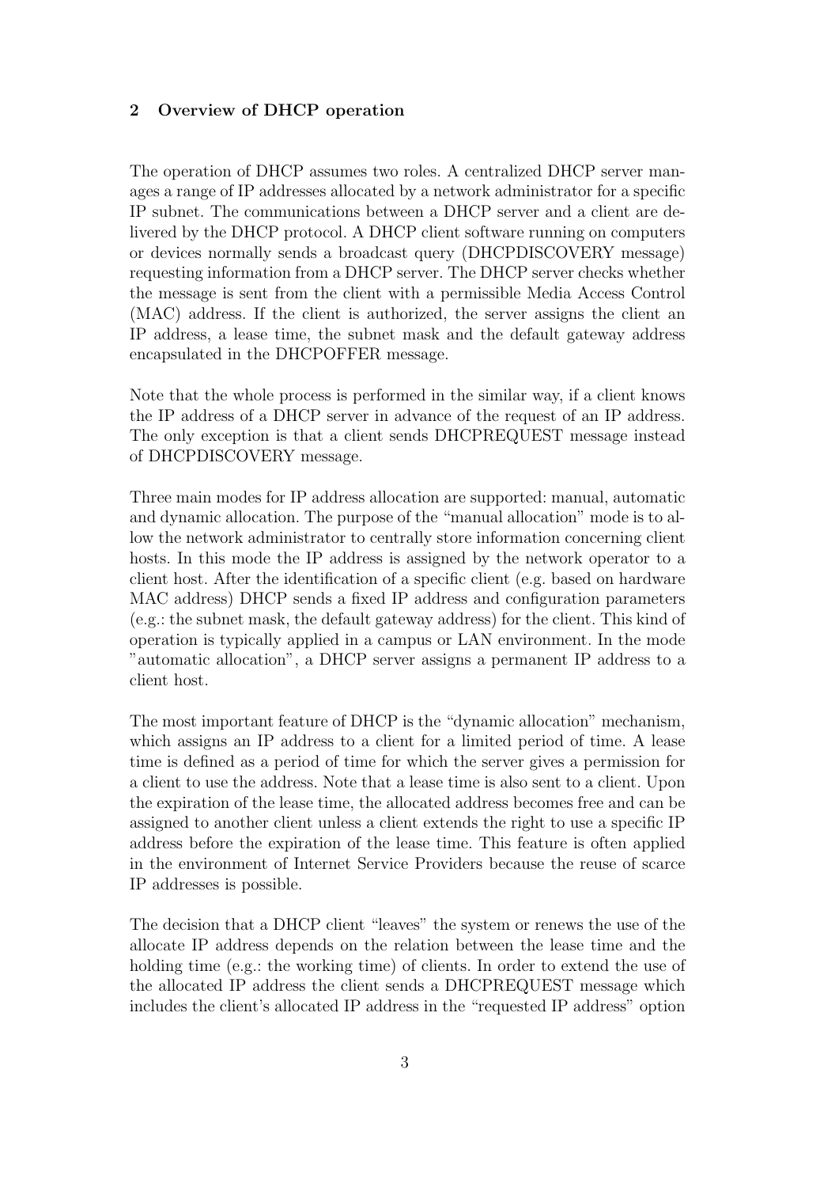## 2 Overview of DHCP operation

The operation of DHCP assumes two roles. A centralized DHCP server manages a range of IP addresses allocated by a network administrator for a specific IP subnet. The communications between a DHCP server and a client are delivered by the DHCP protocol. A DHCP client software running on computers or devices normally sends a broadcast query (DHCPDISCOVERY message) requesting information from a DHCP server. The DHCP server checks whether the message is sent from the client with a permissible Media Access Control (MAC) address. If the client is authorized, the server assigns the client an IP address, a lease time, the subnet mask and the default gateway address encapsulated in the DHCPOFFER message.

Note that the whole process is performed in the similar way, if a client knows the IP address of a DHCP server in advance of the request of an IP address. The only exception is that a client sends DHCPREQUEST message instead of DHCPDISCOVERY message.

Three main modes for IP address allocation are supported: manual, automatic and dynamic allocation. The purpose of the "manual allocation" mode is to allow the network administrator to centrally store information concerning client hosts. In this mode the IP address is assigned by the network operator to a client host. After the identification of a specific client (e.g. based on hardware MAC address) DHCP sends a fixed IP address and configuration parameters (e.g.: the subnet mask, the default gateway address) for the client. This kind of operation is typically applied in a campus or LAN environment. In the mode "automatic allocation", a DHCP server assigns a permanent IP address to a client host.

The most important feature of DHCP is the "dynamic allocation" mechanism, which assigns an IP address to a client for a limited period of time. A lease time is defined as a period of time for which the server gives a permission for a client to use the address. Note that a lease time is also sent to a client. Upon the expiration of the lease time, the allocated address becomes free and can be assigned to another client unless a client extends the right to use a specific IP address before the expiration of the lease time. This feature is often applied in the environment of Internet Service Providers because the reuse of scarce IP addresses is possible.

The decision that a DHCP client "leaves" the system or renews the use of the allocate IP address depends on the relation between the lease time and the holding time (e.g.: the working time) of clients. In order to extend the use of the allocated IP address the client sends a DHCPREQUEST message which includes the client's allocated IP address in the "requested IP address" option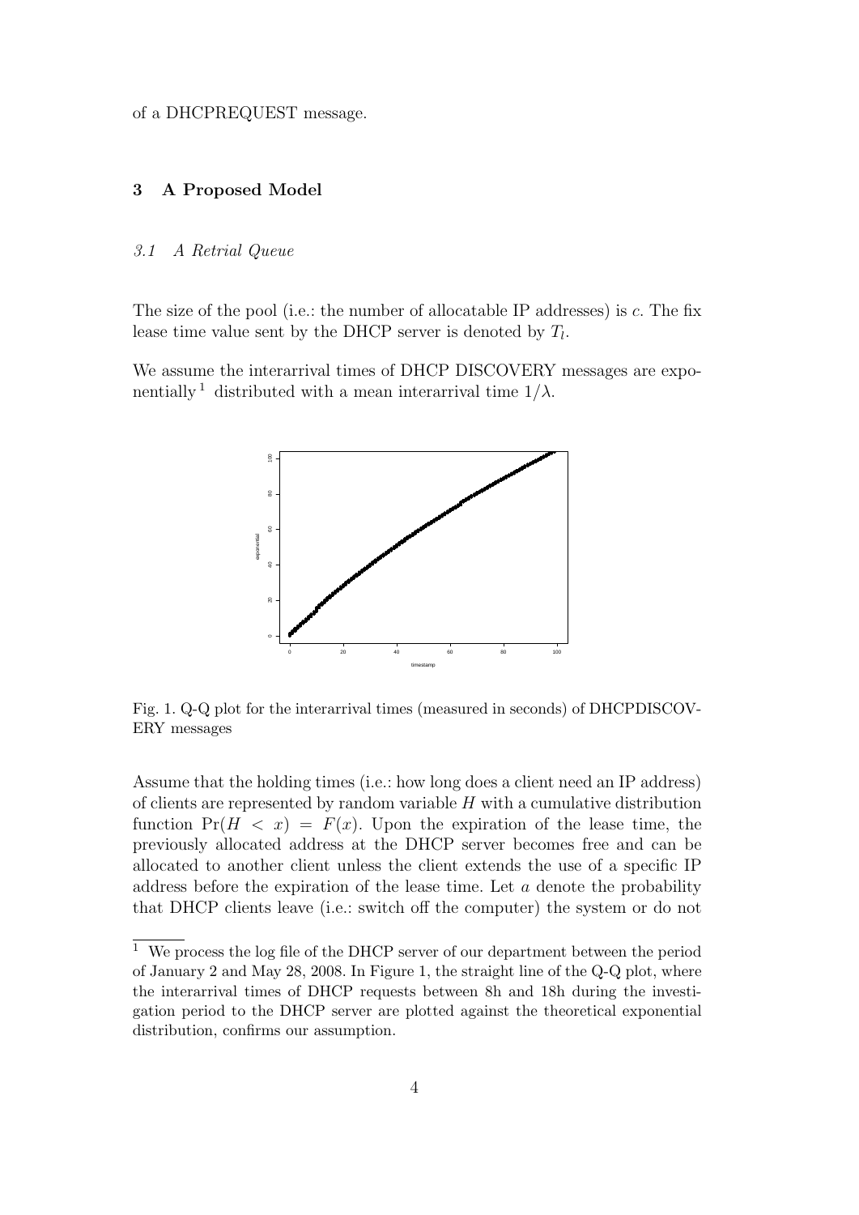of a DHCPREQUEST message.

## 3 A Proposed Model

### *3.1 A Retrial Queue*

The size of the pool (i.e.: the number of allocatable IP addresses) is $c$. The fix lease time value sent by the DHCP server is denoted by $T_l$.

We assume the interarrival times of DHCP DISCOVERY messages are exponentially [1] distributed with a mean interarrival time $1/\lambda$.

Fig. 1. Q-Q plot for the interarrival times (measured in seconds) of DHCPDISCOVERY messages

Assume that the holding times (i.e.: how long does a client need an IP address) of clients are represented by random variable $H$ with a cumulative distribution function $\Pr(H < x) = F(x)$. Upon the expiration of the lease time, the previously allocated address at the DHCP server becomes free and can be allocated to another client unless the client extends the use of a specific IP address before the expiration of the lease time. Let $a$ denote the probability that DHCP clients leave (i.e.: switch off the computer) the system or do not

---

[1] We process the log file of the DHCP server of our department between the period of January 2 and May 28, 2008. In Figure 1, the straight line of the Q-Q plot, where the interarrival times of DHCP requests between 8h and 18h during the investigation period to the DHCP server are plotted against the theoretical exponential distribution, confirms our assumption.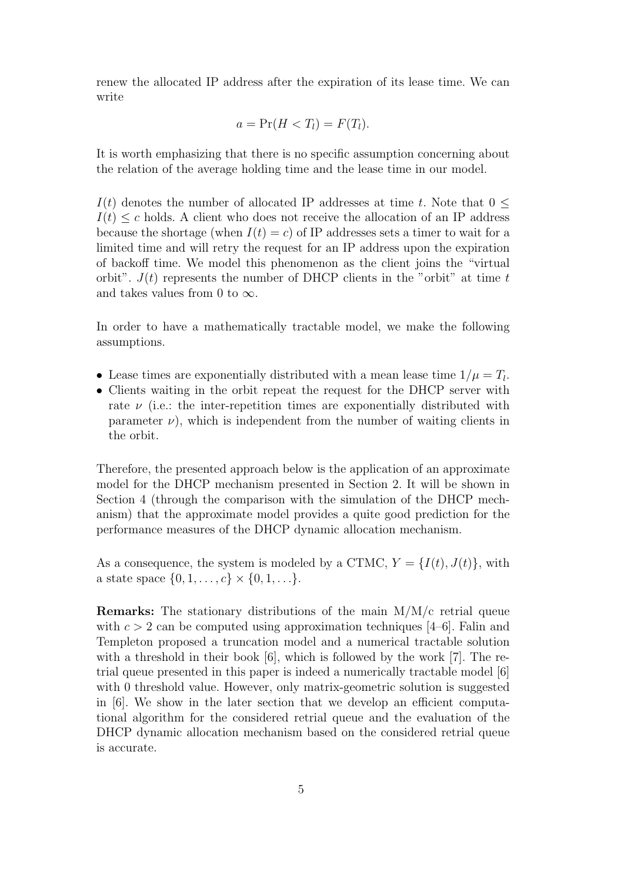renew the allocated IP address after the expiration of its lease time. We can write

$$a = \Pr(H < T_l) = F(T_l).$$

It is worth emphasizing that there is no specific assumption concerning about the relation of the average holding time and the lease time in our model.

$I(t)$ denotes the number of allocated IP addresses at time $t$. Note that $0 \leq I(t) \leq c$ holds. A client who does not receive the allocation of an IP address because the shortage (when $I(t) = c$) of IP addresses sets a timer to wait for a limited time and will retry the request for an IP address upon the expiration of backoff time. We model this phenomenon as the client joins the "virtual orbit". $J(t)$ represents the number of DHCP clients in the "orbit" at time $t$ and takes values from 0 to $\infty$.

In order to have a mathematically tractable model, we make the following assumptions.

- Lease times are exponentially distributed with a mean lease time $1/\mu = T_l$.
- Clients waiting in the orbit repeat the request for the DHCP server with rate $\nu$ (i.e.: the inter-repetition times are exponentially distributed with parameter $\nu$), which is independent from the number of waiting clients in the orbit.

Therefore, the presented approach below is the application of an approximate model for the DHCP mechanism presented in Section 2. It will be shown in Section 4 (through the comparison with the simulation of the DHCP mechanism) that the approximate model provides a quite good prediction for the performance measures of the DHCP dynamic allocation mechanism.

As a consequence, the system is modeled by a CTMC, $Y = \{I(t), J(t)\}$, with a state space $\{0, 1, \ldots, c\} \times \{0, 1, \ldots\}$.

**Remarks:** The stationary distributions of the main M/M/c retrial queue with $c > 2$ can be computed using approximation techniques [4–6]. Falin and Templeton proposed a truncation model and a numerical tractable solution with a threshold in their book [6], which is followed by the work [7]. The retrial queue presented in this paper is indeed a numerically tractable model [6] with 0 threshold value. However, only matrix-geometric solution is suggested in [6]. We show in the later section that we develop an efficient computational algorithm for the considered retrial queue and the evaluation of the DHCP dynamic allocation mechanism based on the considered retrial queue is accurate.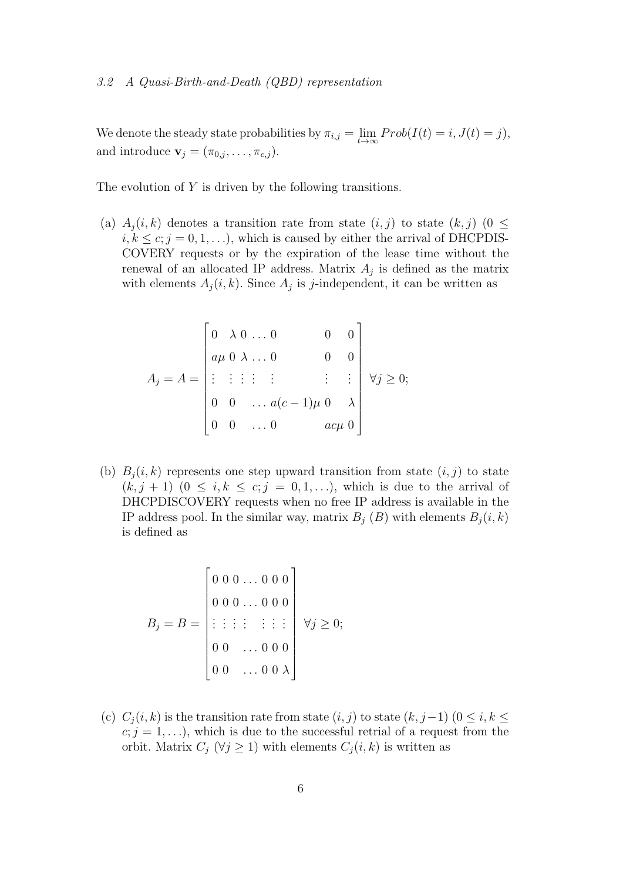### 3.2 A Quasi-Birth-and-Death (QBD) representation

We denote the steady state probabilities by $\pi_{i,j} = \lim_{t\to\infty} Prob(I(t) = i, J(t) = j)$, and introduce $\mathbf{v}_j = (\pi_{0,j}, \ldots, \pi_{c,j})$.

The evolution of $Y$ is driven by the following transitions.

(a) $A_j(i,k)$ denotes a transition rate from state $(i,j)$ to state $(k,j)$ $(0 \le i,k \le c; j = 0,1,\ldots)$, which is caused by either the arrival of DHCPDISCOVERY requests or by the expiration of the lease time without the renewal of an allocated IP address. Matrix $A_j$ is defined as the matrix with elements $A_j(i,k)$. Since $A_j$ is $j$-independent, it can be written as

$$A_j = A = \begin{bmatrix} 0 & \lambda & 0 & \ldots & 0 & 0 & 0 \\ a\mu & 0 & \lambda & \ldots & 0 & 0 & 0 \\ \vdots & \vdots & \vdots & \vdots & \vdots & \vdots & \vdots \\ 0 & 0 & & \ldots & a(c-1)\mu & 0 & \lambda \\ 0 & 0 & & \ldots & 0 & ac\mu & 0 \end{bmatrix} \quad \forall j \ge 0;$$

(b) $B_j(i,k)$ represents one step upward transition from state $(i,j)$ to state $(k,j+1)$ $(0 \le i,k \le c; j = 0,1,\ldots)$, which is due to the arrival of DHCPDISCOVERY requests when no free IP address is available in the IP address pool. In the similar way, matrix $B_j$ $(B)$ with elements $B_j(i,k)$ is defined as

$$B_j = B = \begin{bmatrix} 0 & 0 & 0 & \ldots & 0 & 0 & 0 \\ 0 & 0 & 0 & \ldots & 0 & 0 & 0 \\ \vdots & \vdots & \vdots & \vdots & \vdots & \vdots & \vdots \\ 0 & 0 & & \ldots & 0 & 0 & 0 \\ 0 & 0 & & \ldots & 0 & 0 & \lambda \end{bmatrix} \quad \forall j \ge 0;$$

(c) $C_j(i,k)$ is the transition rate from state $(i,j)$ to state $(k,j-1)$ $(0 \le i,k \le c; j = 1,\ldots)$, which is due to the successful retrial of a request from the orbit. Matrix $C_j$ $(\forall j \ge 1)$ with elements $C_j(i,k)$ is written as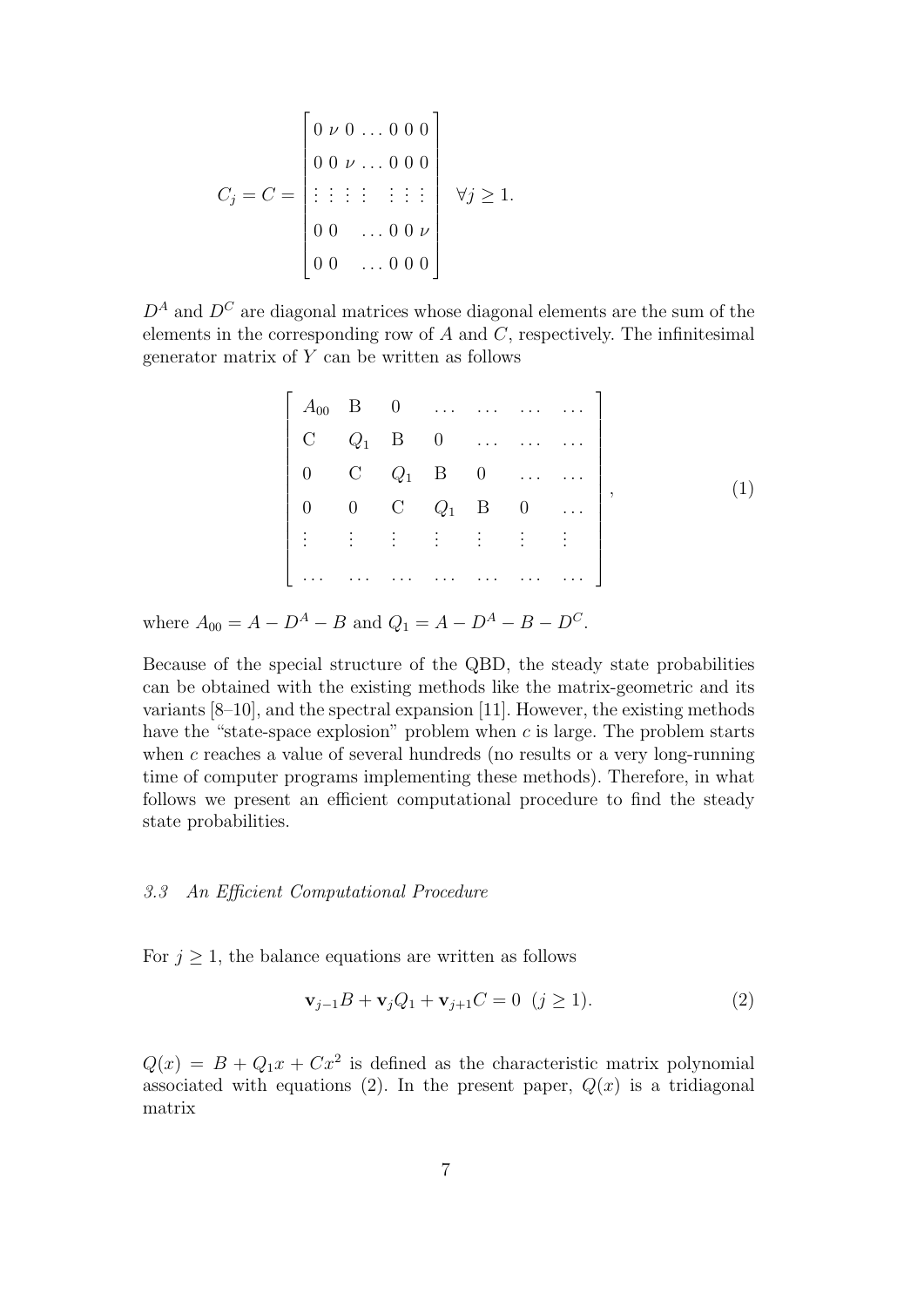$$
C_j = C = \begin{bmatrix}
0 & \nu & 0 & \dots & 0 & 0 & 0 \\
0 & 0 & \nu & \dots & 0 & 0 & 0 \\
\vdots & \vdots & \vdots & \vdots & \vdots & \vdots & \vdots \\
0 & 0 & & \dots & 0 & 0 & \nu \\
0 & 0 & & \dots & 0 & 0 & 0
\end{bmatrix} \quad \forall j \geq 1.
$$

$D^A$ and $D^C$ are diagonal matrices whose diagonal elements are the sum of the elements in the corresponding row of $A$ and $C$, respectively. The infinitesimal generator matrix of $Y$ can be written as follows

$$
\begin{bmatrix}
A_{00} & \mathrm{B} & 0 & \dots & \dots & \dots & \dots \\
\mathrm{C} & Q_1 & \mathrm{B} & 0 & \dots & \dots & \dots \\
0 & \mathrm{C} & Q_1 & \mathrm{B} & 0 & \dots & \dots \\
0 & 0 & \mathrm{C} & Q_1 & \mathrm{B} & 0 & \dots \\
\vdots & \vdots & \vdots & \vdots & \vdots & \vdots & \vdots \\
\dots & \dots & \dots & \dots & \dots & \dots & \dots
\end{bmatrix}, \tag{1}
$$

where $A_{00} = A - D^A - B$ and $Q_1 = A - D^A - B - D^C$.

Because of the special structure of the QBD, the steady state probabilities can be obtained with the existing methods like the matrix-geometric and its variants [8–10], and the spectral expansion [11]. However, the existing methods have the "state-space explosion" problem when $c$ is large. The problem starts when $c$ reaches a value of several hundreds (no results or a very long-running time of computer programs implementing these methods). Therefore, in what follows we present an efficient computational procedure to find the steady state probabilities.

### *3.3 An Efficient Computational Procedure*

For $j \geq 1$, the balance equations are written as follows

$$
\mathbf{v}_{j-1}B + \mathbf{v}_j Q_1 + \mathbf{v}_{j+1}C = 0 \ \ (j \geq 1). \tag{2}
$$

$Q(x) = B + Q_1 x + Cx^2$ is defined as the characteristic matrix polynomial associated with equations (2). In the present paper, $Q(x)$ is a tridiagonal matrix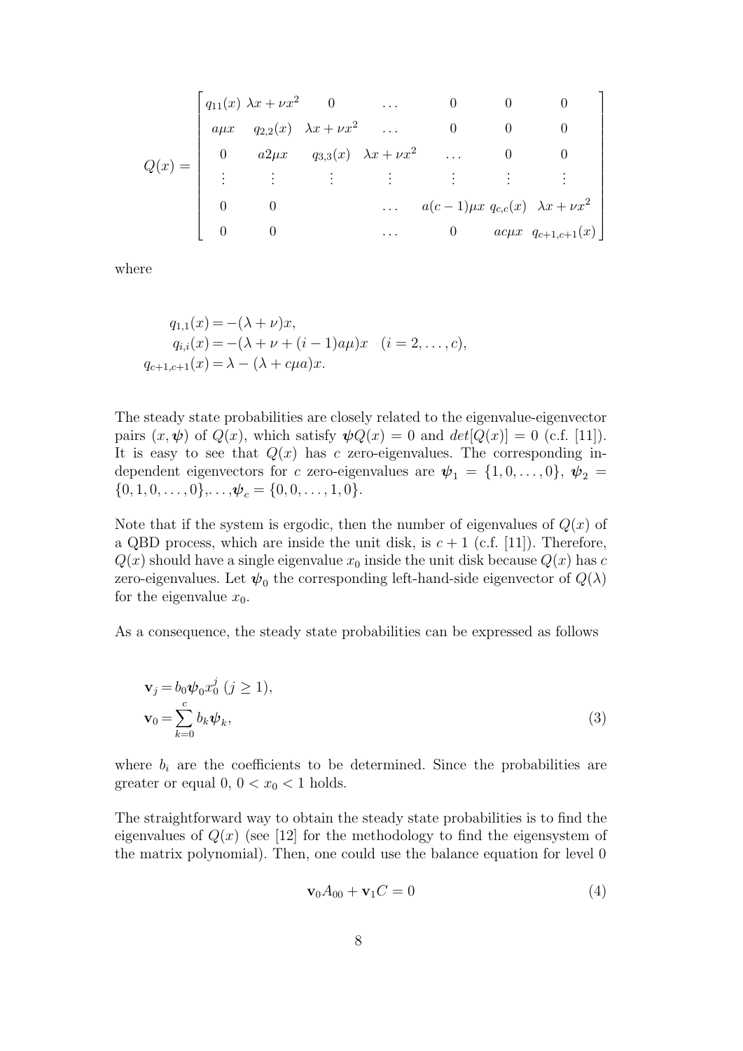$$
Q(x) = \begin{bmatrix}
q_{11}(x) & \lambda x + \nu x^2 & 0 & \dots & 0 & 0 & 0 \\
a\mu x & q_{2,2}(x) & \lambda x + \nu x^2 & \dots & 0 & 0 & 0 \\
0 & a2\mu x & q_{3,3}(x) & \lambda x + \nu x^2 & \dots & 0 & 0 \\
\vdots & \vdots & \vdots & \vdots & \vdots & \vdots & \vdots \\
0 & 0 & & \dots & a(c-1)\mu x & q_{c,c}(x) & \lambda x + \nu x^2 \\
0 & 0 & & \dots & 0 & ac\mu x & q_{c+1,c+1}(x)
\end{bmatrix}
$$

where

$$
\begin{aligned}
q_{1,1}(x) &= -(\lambda + \nu)x, \\
q_{i,i}(x) &= -(\lambda + \nu + (i-1)a\mu)x \quad (i = 2, \dots, c), \\
q_{c+1,c+1}(x) &= \lambda - (\lambda + c\mu a)x.
\end{aligned}
$$

The steady state probabilities are closely related to the eigenvalue-eigenvector pairs $(x, \boldsymbol{\psi})$ of $Q(x)$, which satisfy $\boldsymbol{\psi} Q(x) = 0$ and $det[Q(x)] = 0$ (c.f. [11]). It is easy to see that $Q(x)$ has $c$ zero-eigenvalues. The corresponding independent eigenvectors for $c$ zero-eigenvalues are $\boldsymbol{\psi}_1 = \{1, 0, \dots, 0\}$, $\boldsymbol{\psi}_2 = \{0, 1, 0, \dots, 0\}$,$\dots$,$\boldsymbol{\psi}_c = \{0, 0, \dots, 1, 0\}$.

Note that if the system is ergodic, then the number of eigenvalues of $Q(x)$ of a QBD process, which are inside the unit disk, is $c+1$ (c.f. [11]). Therefore, $Q(x)$ should have a single eigenvalue $x_0$ inside the unit disk because $Q(x)$ has $c$ zero-eigenvalues. Let $\boldsymbol{\psi}_0$ the corresponding left-hand-side eigenvector of $Q(\lambda)$ for the eigenvalue $x_0$.

As a consequence, the steady state probabilities can be expressed as follows

$$
\begin{aligned}
\mathbf{v}_j &= b_0 \boldsymbol{\psi}_0 x_0^j \ (j \geq 1), \\
\mathbf{v}_0 &= \sum_{k=0}^{c} b_k \boldsymbol{\psi}_k,
\end{aligned} \tag{3}
$$

where $b_i$ are the coefficients to be determined. Since the probabilities are greater or equal 0, $0 < x_0 < 1$ holds.

The straightforward way to obtain the steady state probabilities is to find the eigenvalues of $Q(x)$ (see [12] for the methodology to find the eigensystem of the matrix polynomial). Then, one could use the balance equation for level 0

$$
\mathbf{v}_0 A_{00} + \mathbf{v}_1 C = 0 \tag{4}
$$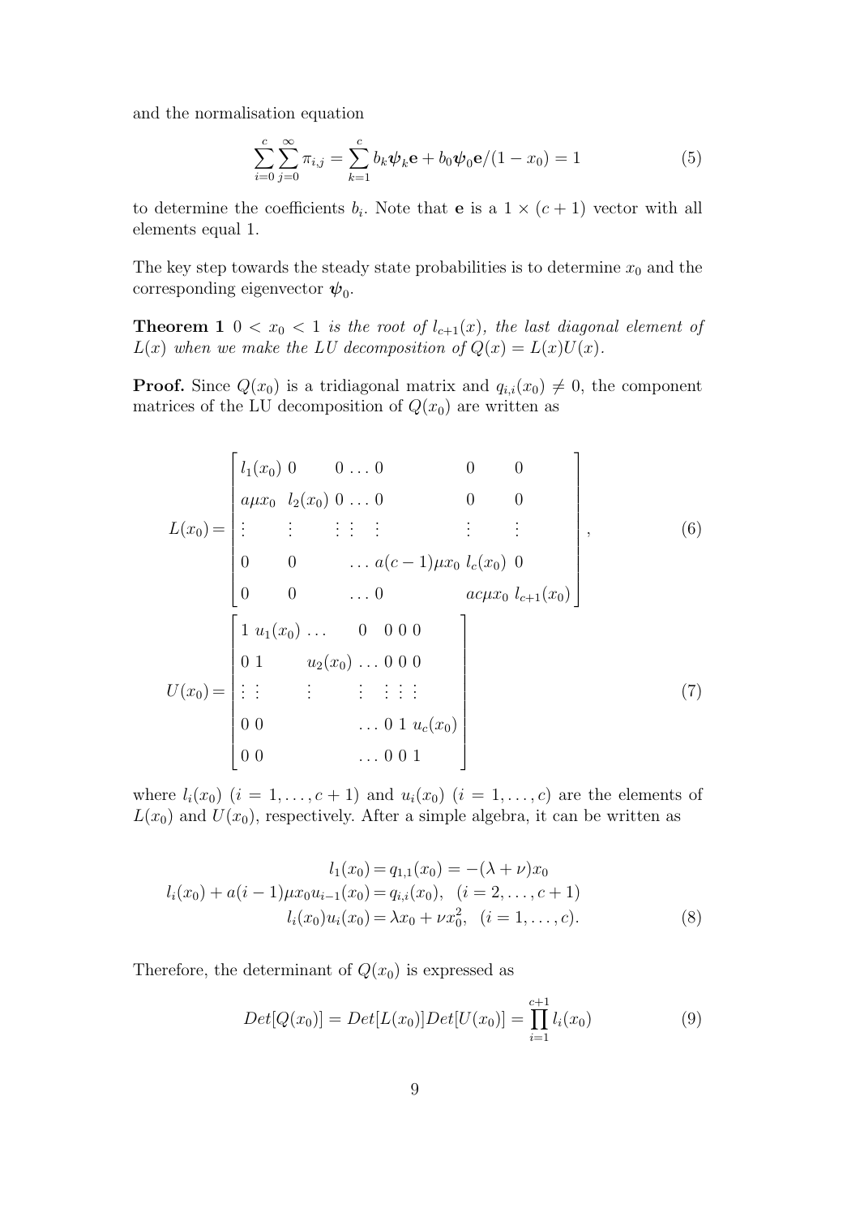and the normalisation equation

$$\sum_{i=0}^{c}\sum_{j=0}^{\infty}\pi_{i,j} = \sum_{k=1}^{c} b_k \boldsymbol{\psi}_k \mathbf{e} + b_0 \boldsymbol{\psi}_0 \mathbf{e}/(1-x_0) = 1 \tag{5}$$

to determine the coefficients $b_i$. Note that $\mathbf{e}$ is a $1 \times (c+1)$ vector with all elements equal 1.

The key step towards the steady state probabilities is to determine $x_0$ and the corresponding eigenvector $\boldsymbol{\psi}_0$.

**Theorem 1** *$0 < x_0 < 1$ is the root of $l_{c+1}(x)$, the last diagonal element of $L(x)$ when we make the LU decomposition of $Q(x) = L(x)U(x)$.*

**Proof.** Since $Q(x_0)$ is a tridiagonal matrix and $q_{i,i}(x_0) \neq 0$, the component matrices of the LU decomposition of $Q(x_0)$ are written as

$$L(x_0) = \begin{bmatrix} l_1(x_0) & 0 & 0 \ldots 0 & 0 & 0 \\ a\mu x_0 & l_2(x_0) & 0 \ldots 0 & 0 & 0 \\ \vdots & \vdots & \vdots \, \vdots \quad \vdots & \vdots & \vdots \\ 0 & 0 & \ldots a(c-1)\mu x_0 & l_c(x_0) & 0 \\ 0 & 0 & \ldots 0 & ac\mu x_0 & l_{c+1}(x_0) \end{bmatrix}, \tag{6}$$

$$U(x_0) = \begin{bmatrix} 1 & u_1(x_0) & \ldots & 0 & 0 \; 0 \; 0 \\ 0 & 1 & u_2(x_0) & \ldots & 0 \; 0 \; 0 \\ \vdots & \vdots & \vdots & \vdots & \vdots \; \vdots \; \vdots \\ 0 & 0 & & \ldots & 0 \; 1 \; u_c(x_0) \\ 0 & 0 & & \ldots & 0 \; 0 \; 1 \end{bmatrix} \tag{7}$$

where $l_i(x_0)$ $(i = 1, \ldots, c+1)$ and $u_i(x_0)$ $(i = 1, \ldots, c)$ are the elements of $L(x_0)$ and $U(x_0)$, respectively. After a simple algebra, it can be written as

$$\begin{aligned} l_1(x_0) &= q_{1,1}(x_0) = -(\lambda + \nu)x_0 \\ l_i(x_0) + a(i-1)\mu x_0 u_{i-1}(x_0) &= q_{i,i}(x_0), \quad (i = 2, \ldots, c+1) \\ l_i(x_0)u_i(x_0) &= \lambda x_0 + \nu x_0^2, \quad (i = 1, \ldots, c). \end{aligned} \tag{8}$$

Therefore, the determinant of $Q(x_0)$ is expressed as

$$Det[Q(x_0)] = Det[L(x_0)]Det[U(x_0)] = \prod_{i=1}^{c+1} l_i(x_0) \tag{9}$$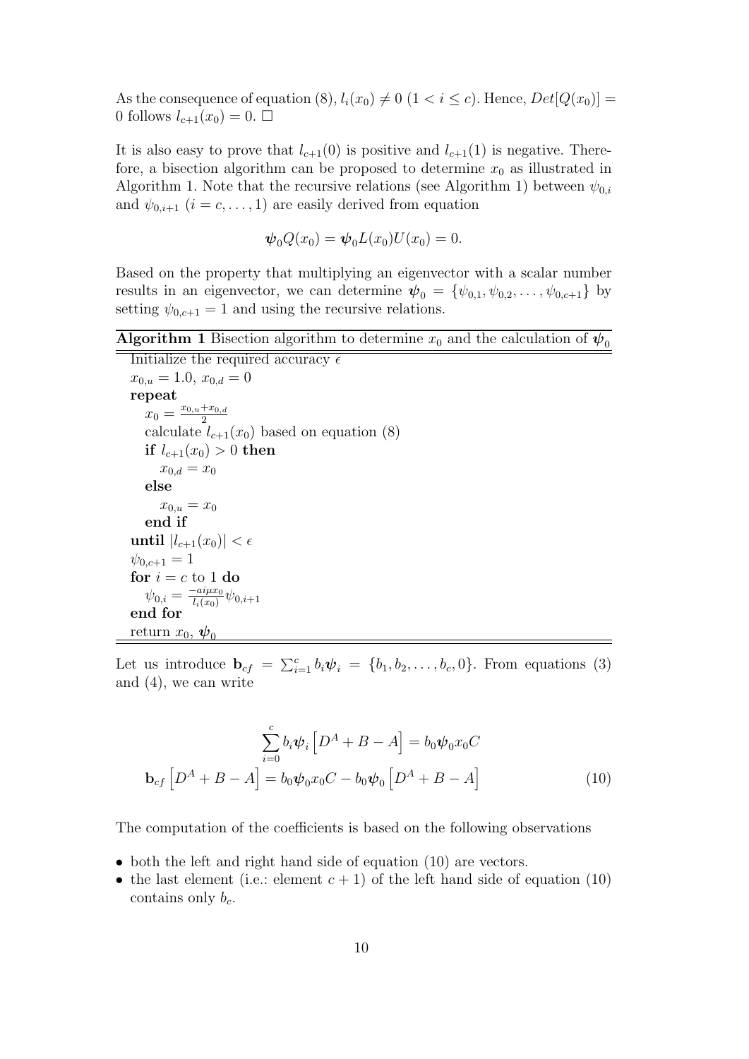As the consequence of equation (8), $l_i(x_0) \neq 0$ $(1 < i \leq c)$. Hence, $Det[Q(x_0)] = 0$ follows $l_{c+1}(x_0) = 0$. □

It is also easy to prove that $l_{c+1}(0)$ is positive and $l_{c+1}(1)$ is negative. Therefore, a bisection algorithm can be proposed to determine $x_0$ as illustrated in Algorithm 1. Note that the recursive relations (see Algorithm 1) between $\psi_{0,i}$ and $\psi_{0,i+1}$ $(i = c, \ldots, 1)$ are easily derived from equation

$$\boldsymbol{\psi}_0 Q(x_0) = \boldsymbol{\psi}_0 L(x_0) U(x_0) = 0.$$

Based on the property that multiplying an eigenvector with a scalar number results in an eigenvector, we can determine $\boldsymbol{\psi}_0 = \{\psi_{0,1}, \psi_{0,2}, \ldots, \psi_{0,c+1}\}$ by setting $\psi_{0,c+1} = 1$ and using the recursive relations.

**Algorithm 1** Bisection algorithm to determine $x_0$ and the calculation of $\boldsymbol{\psi}_0$

```
Initialize the required accuracy ε
x_{0,u} = 1.0, x_{0,d} = 0
repeat
   x_0 = (x_{0,u} + x_{0,d}) / 2
   calculate l_{c+1}(x_0) based on equation (8)
   if l_{c+1}(x_0) > 0 then
      x_{0,d} = x_0
   else
      x_{0,u} = x_0
   end if
until |l_{c+1}(x_0)| < ε
ψ_{0,c+1} = 1
for i = c to 1 do
   ψ_{0,i} = (−aiμx_0 / l_i(x_0)) ψ_{0,i+1}
end for
return x_0, ψ_0
```

Let us introduce $\mathbf{b}_{cf} = \sum_{i=1}^{c} b_i \boldsymbol{\psi}_i = \{b_1, b_2, \ldots, b_c, 0\}$. From equations (3) and (4), we can write

$$\sum_{i=0}^{c} b_i \boldsymbol{\psi}_i \left[ D^A + B - A \right] = b_0 \boldsymbol{\psi}_0 x_0 C$$

$$\mathbf{b}_{cf} \left[ D^A + B - A \right] = b_0 \boldsymbol{\psi}_0 x_0 C - b_0 \boldsymbol{\psi}_0 \left[ D^A + B - A \right] \tag{10}$$

The computation of the coefficients is based on the following observations

- both the left and right hand side of equation (10) are vectors.
- the last element (i.e.: element $c + 1$) of the left hand side of equation (10) contains only $b_c$.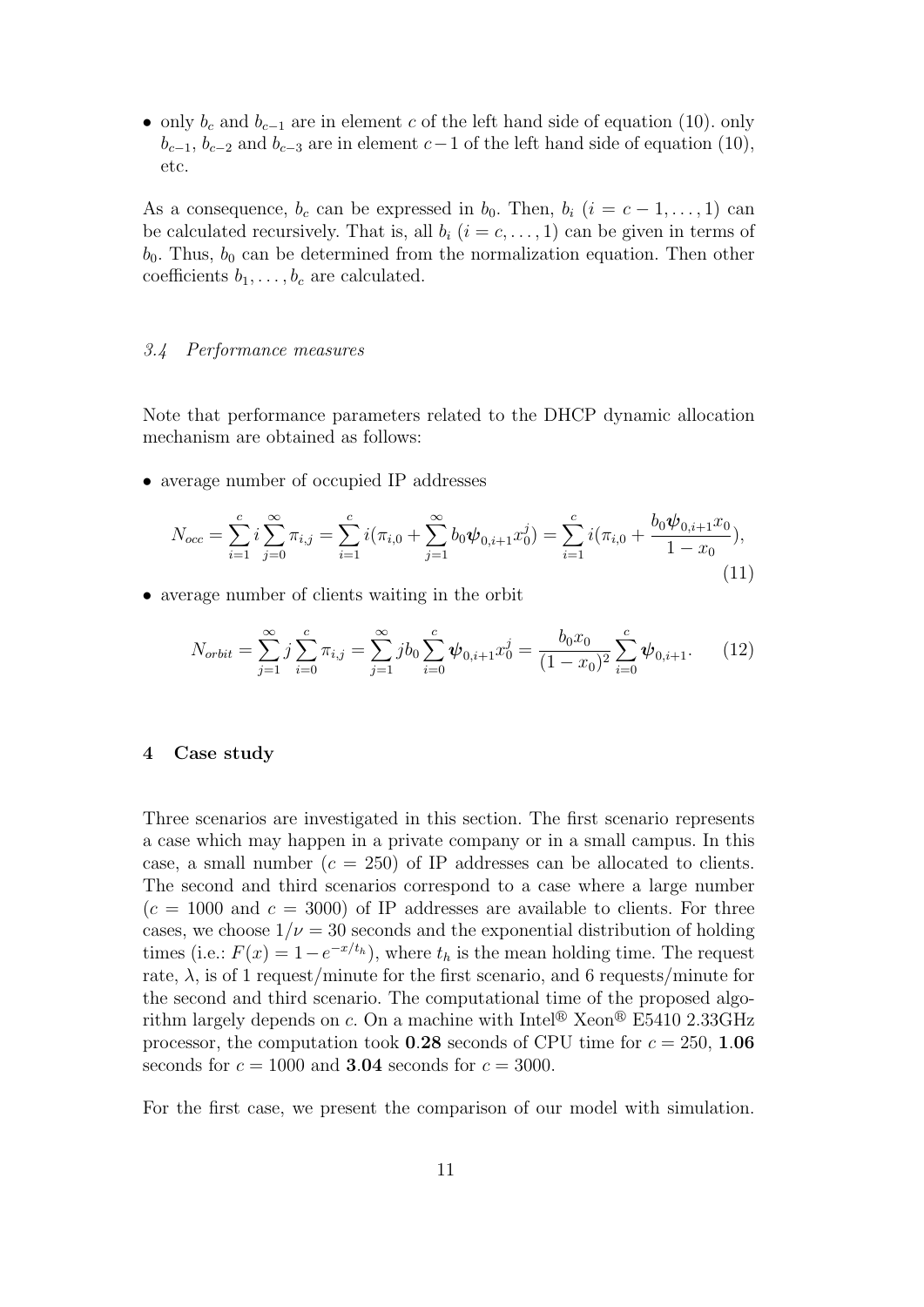- only $b_c$ and $b_{c-1}$ are in element $c$ of the left hand side of equation (10). only $b_{c-1}$, $b_{c-2}$ and $b_{c-3}$ are in element $c-1$ of the left hand side of equation (10), etc.

As a consequence, $b_c$ can be expressed in $b_0$. Then, $b_i$ ($i = c-1, \ldots, 1$) can be calculated recursively. That is, all $b_i$ ($i = c, \ldots, 1$) can be given in terms of $b_0$. Thus, $b_0$ can be determined from the normalization equation. Then other coefficients $b_1, \ldots, b_c$ are calculated.

### *3.4 Performance measures*

Note that performance parameters related to the DHCP dynamic allocation mechanism are obtained as follows:

- average number of occupied IP addresses

$$N_{occ} = \sum_{i=1}^{c} i \sum_{j=0}^{\infty} \pi_{i,j} = \sum_{i=1}^{c} i(\pi_{i,0} + \sum_{j=1}^{\infty} b_0 \boldsymbol{\psi}_{0,i+1} x_0^j) = \sum_{i=1}^{c} i(\pi_{i,0} + \frac{b_0 \boldsymbol{\psi}_{0,i+1} x_0}{1 - x_0}), \tag{11}$$

- average number of clients waiting in the orbit

$$N_{orbit} = \sum_{j=1}^{\infty} j \sum_{i=0}^{c} \pi_{i,j} = \sum_{j=1}^{\infty} j b_0 \sum_{i=0}^{c} \boldsymbol{\psi}_{0,i+1} x_0^j = \frac{b_0 x_0}{(1-x_0)^2} \sum_{i=0}^{c} \boldsymbol{\psi}_{0,i+1}. \tag{12}$$

## 4 Case study

Three scenarios are investigated in this section. The first scenario represents a case which may happen in a private company or in a small campus. In this case, a small number ($c = 250$) of IP addresses can be allocated to clients. The second and third scenarios correspond to a case where a large number ($c = 1000$ and $c = 3000$) of IP addresses are available to clients. For three cases, we choose $1/\nu = 30$ seconds and the exponential distribution of holding times (i.e.: $F(x) = 1 - e^{-x/t_h}$), where $t_h$ is the mean holding time. The request rate, $\lambda$, is of 1 request/minute for the first scenario, and 6 requests/minute for the second and third scenario. The computational time of the proposed algorithm largely depends on $c$. On a machine with Intel® Xeon® E5410 2.33GHz processor, the computation took **0.28** seconds of CPU time for $c = 250$, **1.06** seconds for $c = 1000$ and **3.04** seconds for $c = 3000$.

For the first case, we present the comparison of our model with simulation.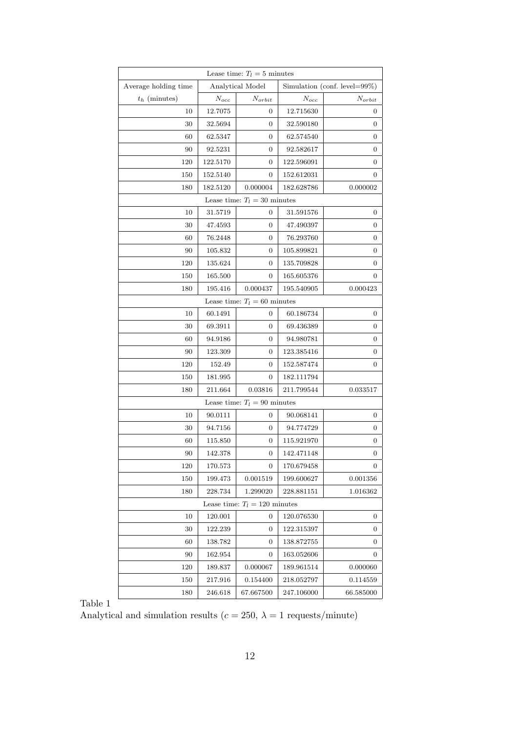| Lease time: $T_l = 5$ minutes | | | | |
|---|---|---|---|---|
| Average holding time | Analytical Model | | Simulation (conf. level=99%) | |
| $t_h$ (minutes) | $N_{occ}$ | $N_{orbit}$ | $N_{occ}$ | $N_{orbit}$ |
| 10 | 12.7075 | 0 | 12.715630 | 0 |
| 30 | 32.5694 | 0 | 32.590180 | 0 |
| 60 | 62.5347 | 0 | 62.574540 | 0 |
| 90 | 92.5231 | 0 | 92.582617 | 0 |
| 120 | 122.5170 | 0 | 122.596091 | 0 |
| 150 | 152.5140 | 0 | 152.612031 | 0 |
| 180 | 182.5120 | 0.000004 | 182.628786 | 0.000002 |
| Lease time: $T_l = 30$ minutes | | | | |
| 10 | 31.5719 | 0 | 31.591576 | 0 |
| 30 | 47.4593 | 0 | 47.490397 | 0 |
| 60 | 76.2448 | 0 | 76.293760 | 0 |
| 90 | 105.832 | 0 | 105.899821 | 0 |
| 120 | 135.624 | 0 | 135.709828 | 0 |
| 150 | 165.500 | 0 | 165.605376 | 0 |
| 180 | 195.416 | 0.000437 | 195.540905 | 0.000423 |
| Lease time: $T_l = 60$ minutes | | | | |
| 10 | 60.1491 | 0 | 60.186734 | 0 |
| 30 | 69.3911 | 0 | 69.436389 | 0 |
| 60 | 94.9186 | 0 | 94.980781 | 0 |
| 90 | 123.309 | 0 | 123.385416 | 0 |
| 120 | 152.49 | 0 | 152.587474 | 0 |
| 150 | 181.995 | 0 | 182.111794 | |
| 180 | 211.664 | 0.03816 | 211.799544 | 0.033517 |
| Lease time: $T_l = 90$ minutes | | | | |
| 10 | 90.0111 | 0 | 90.068141 | 0 |
| 30 | 94.7156 | 0 | 94.774729 | 0 |
| 60 | 115.850 | 0 | 115.921970 | 0 |
| 90 | 142.378 | 0 | 142.471148 | 0 |
| 120 | 170.573 | 0 | 170.679458 | 0 |
| 150 | 199.473 | 0.001519 | 199.600627 | 0.001356 |
| 180 | 228.734 | 1.299020 | 228.881151 | 1.016362 |
| Lease time: $T_l = 120$ minutes | | | | |
| 10 | 120.001 | 0 | 120.076530 | 0 |
| 30 | 122.239 | 0 | 122.315397 | 0 |
| 60 | 138.782 | 0 | 138.872755 | 0 |
| 90 | 162.954 | 0 | 163.052606 | 0 |
| 120 | 189.837 | 0.000067 | 189.961514 | 0.000060 |
| 150 | 217.916 | 0.154400 | 218.052797 | 0.114559 |
| 180 | 246.618 | 67.667500 | 247.106000 | 66.585000 |

Table 1

Analytical and simulation results ($c = 250$, $\lambda = 1$ requests/minute)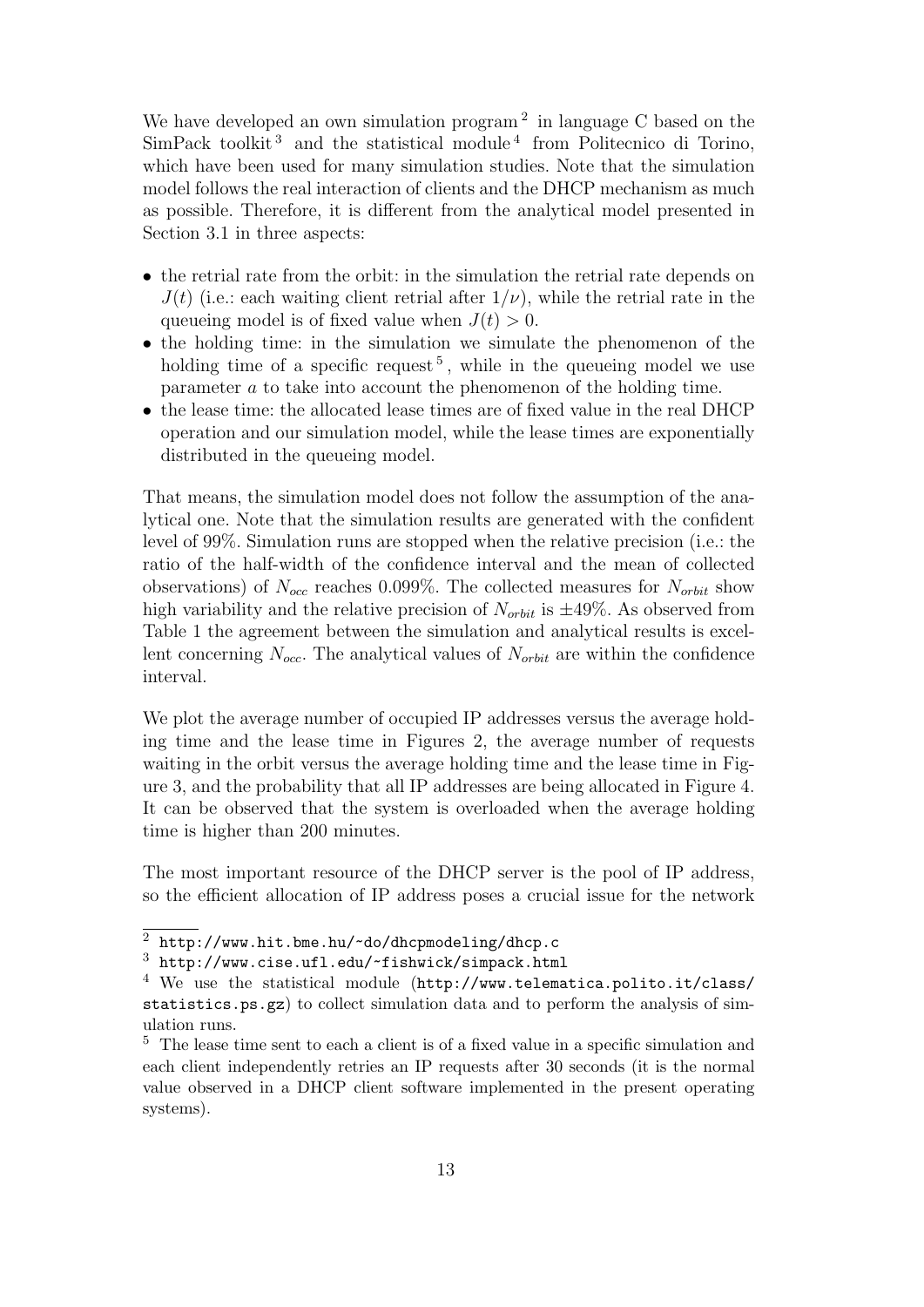We have developed an own simulation program [2] in language C based on the SimPack toolkit [3] and the statistical module [4] from Politecnico di Torino, which have been used for many simulation studies. Note that the simulation model follows the real interaction of clients and the DHCP mechanism as much as possible. Therefore, it is different from the analytical model presented in Section 3.1 in three aspects:

- the retrial rate from the orbit: in the simulation the retrial rate depends on $J(t)$ (i.e.: each waiting client retrial after $1/\nu$), while the retrial rate in the queueing model is of fixed value when $J(t) > 0$.
- the holding time: in the simulation we simulate the phenomenon of the holding time of a specific request [5], while in the queueing model we use parameter $a$ to take into account the phenomenon of the holding time.
- the lease time: the allocated lease times are of fixed value in the real DHCP operation and our simulation model, while the lease times are exponentially distributed in the queueing model.

That means, the simulation model does not follow the assumption of the analytical one. Note that the simulation results are generated with the confident level of 99%. Simulation runs are stopped when the relative precision (i.e.: the ratio of the half-width of the confidence interval and the mean of collected observations) of $N_{occ}$ reaches 0.099%. The collected measures for $N_{orbit}$ show high variability and the relative precision of $N_{orbit}$ is $\pm 49\%$. As observed from Table 1 the agreement between the simulation and analytical results is excellent concerning $N_{occ}$. The analytical values of $N_{orbit}$ are within the confidence interval.

We plot the average number of occupied IP addresses versus the average holding time and the lease time in Figures 2, the average number of requests waiting in the orbit versus the average holding time and the lease time in Figure 3, and the probability that all IP addresses are being allocated in Figure 4. It can be observed that the system is overloaded when the average holding time is higher than 200 minutes.

The most important resource of the DHCP server is the pool of IP address, so the efficient allocation of IP address poses a crucial issue for the network

[2] http://www.hit.bme.hu/~do/dhcpmodeling/dhcp.c

[3] http://www.cise.ufl.edu/~fishwick/simpack.html

[4] We use the statistical module (http://www.telematica.polito.it/class/statistics.ps.gz) to collect simulation data and to perform the analysis of simulation runs.

[5] The lease time sent to each a client is of a fixed value in a specific simulation and each client independently retries an IP requests after 30 seconds (it is the normal value observed in a DHCP client software implemented in the present operating systems).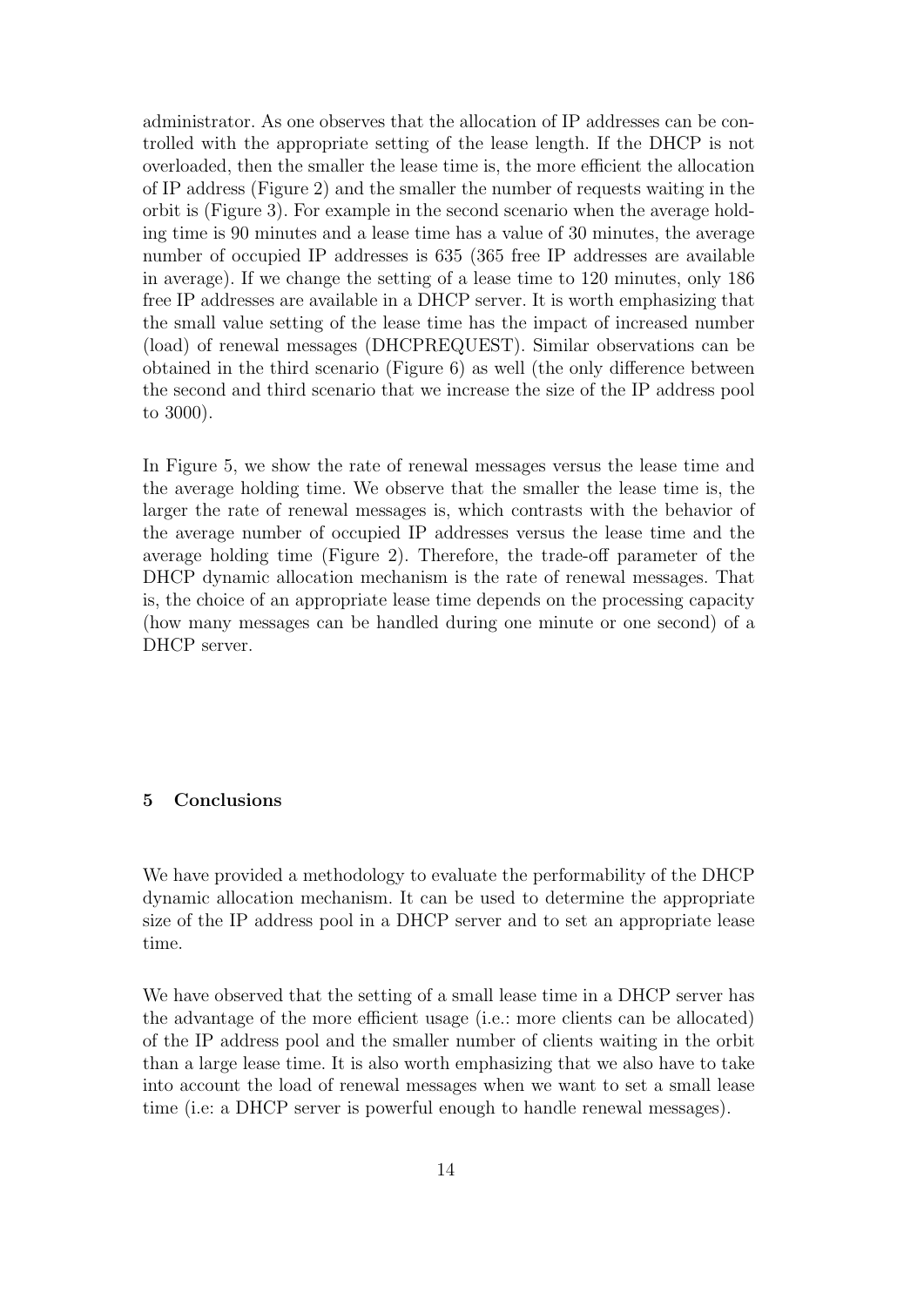administrator. As one observes that the allocation of IP addresses can be controlled with the appropriate setting of the lease length. If the DHCP is not overloaded, then the smaller the lease time is, the more efficient the allocation of IP address (Figure 2) and the smaller the number of requests waiting in the orbit is (Figure 3). For example in the second scenario when the average holding time is 90 minutes and a lease time has a value of 30 minutes, the average number of occupied IP addresses is 635 (365 free IP addresses are available in average). If we change the setting of a lease time to 120 minutes, only 186 free IP addresses are available in a DHCP server. It is worth emphasizing that the small value setting of the lease time has the impact of increased number (load) of renewal messages (DHCPREQUEST). Similar observations can be obtained in the third scenario (Figure 6) as well (the only difference between the second and third scenario that we increase the size of the IP address pool to 3000).

In Figure 5, we show the rate of renewal messages versus the lease time and the average holding time. We observe that the smaller the lease time is, the larger the rate of renewal messages is, which contrasts with the behavior of the average number of occupied IP addresses versus the lease time and the average holding time (Figure 2). Therefore, the trade-off parameter of the DHCP dynamic allocation mechanism is the rate of renewal messages. That is, the choice of an appropriate lease time depends on the processing capacity (how many messages can be handled during one minute or one second) of a DHCP server.

## 5 Conclusions

We have provided a methodology to evaluate the performability of the DHCP dynamic allocation mechanism. It can be used to determine the appropriate size of the IP address pool in a DHCP server and to set an appropriate lease time.

We have observed that the setting of a small lease time in a DHCP server has the advantage of the more efficient usage (i.e.: more clients can be allocated) of the IP address pool and the smaller number of clients waiting in the orbit than a large lease time. It is also worth emphasizing that we also have to take into account the load of renewal messages when we want to set a small lease time (i.e: a DHCP server is powerful enough to handle renewal messages).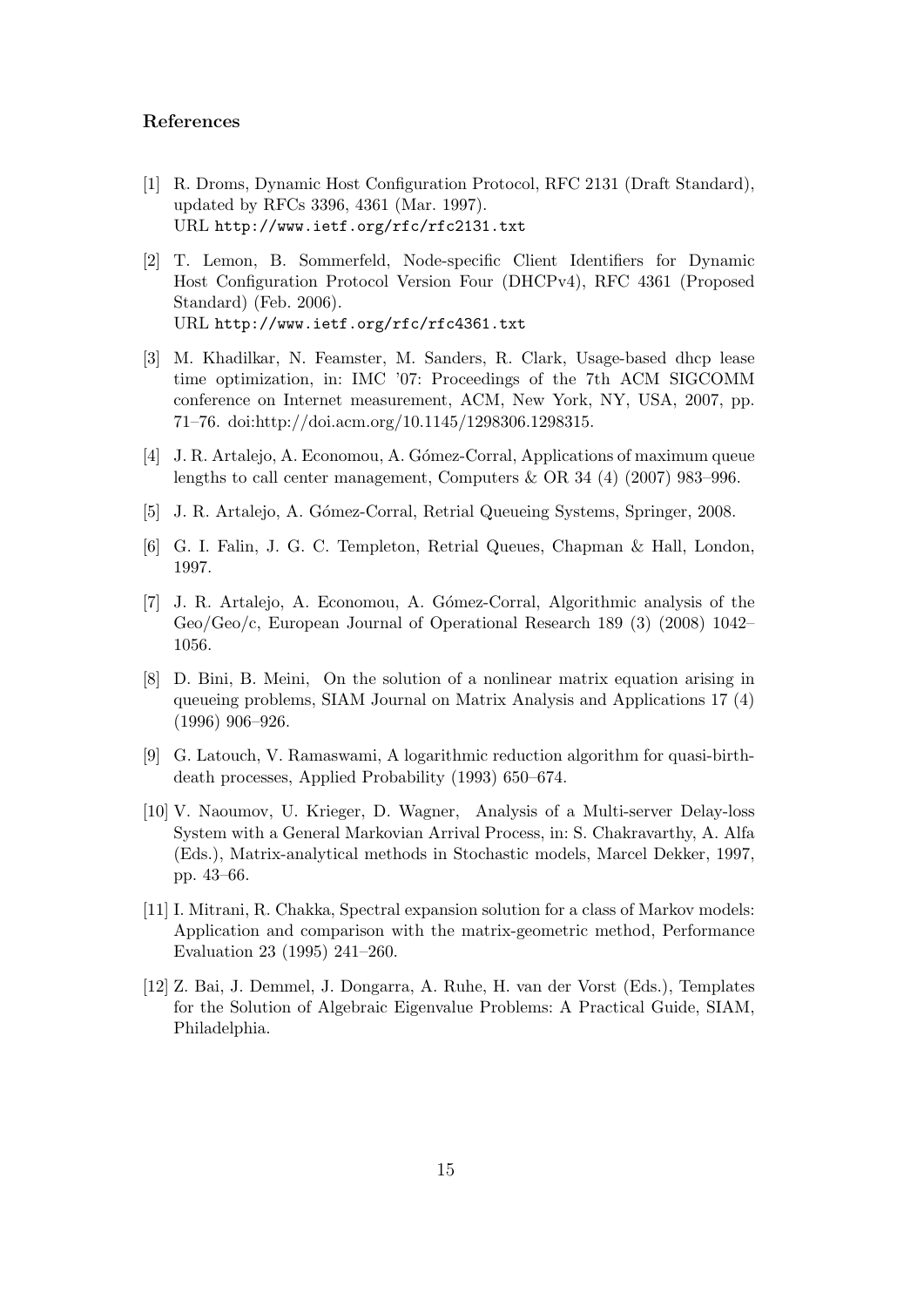## References

[1] R. Droms, Dynamic Host Configuration Protocol, RFC 2131 (Draft Standard), updated by RFCs 3396, 4361 (Mar. 1997).
URL http://www.ietf.org/rfc/rfc2131.txt

[2] T. Lemon, B. Sommerfeld, Node-specific Client Identifiers for Dynamic Host Configuration Protocol Version Four (DHCPv4), RFC 4361 (Proposed Standard) (Feb. 2006).
URL http://www.ietf.org/rfc/rfc4361.txt

[3] M. Khadilkar, N. Feamster, M. Sanders, R. Clark, Usage-based dhcp lease time optimization, in: IMC '07: Proceedings of the 7th ACM SIGCOMM conference on Internet measurement, ACM, New York, NY, USA, 2007, pp. 71–76. doi:http://doi.acm.org/10.1145/1298306.1298315.

[4] J. R. Artalejo, A. Economou, A. Gómez-Corral, Applications of maximum queue lengths to call center management, Computers & OR 34 (4) (2007) 983–996.

[5] J. R. Artalejo, A. Gómez-Corral, Retrial Queueing Systems, Springer, 2008.

[6] G. I. Falin, J. G. C. Templeton, Retrial Queues, Chapman & Hall, London, 1997.

[7] J. R. Artalejo, A. Economou, A. Gómez-Corral, Algorithmic analysis of the Geo/Geo/c, European Journal of Operational Research 189 (3) (2008) 1042–1056.

[8] D. Bini, B. Meini, On the solution of a nonlinear matrix equation arising in queueing problems, SIAM Journal on Matrix Analysis and Applications 17 (4) (1996) 906–926.

[9] G. Latouch, V. Ramaswami, A logarithmic reduction algorithm for quasi-birth-death processes, Applied Probability (1993) 650–674.

[10] V. Naoumov, U. Krieger, D. Wagner, Analysis of a Multi-server Delay-loss System with a General Markovian Arrival Process, in: S. Chakravarthy, A. Alfa (Eds.), Matrix-analytical methods in Stochastic models, Marcel Dekker, 1997, pp. 43–66.

[11] I. Mitrani, R. Chakka, Spectral expansion solution for a class of Markov models: Application and comparison with the matrix-geometric method, Performance Evaluation 23 (1995) 241–260.

[12] Z. Bai, J. Demmel, J. Dongarra, A. Ruhe, H. van der Vorst (Eds.), Templates for the Solution of Algebraic Eigenvalue Problems: A Practical Guide, SIAM, Philadelphia.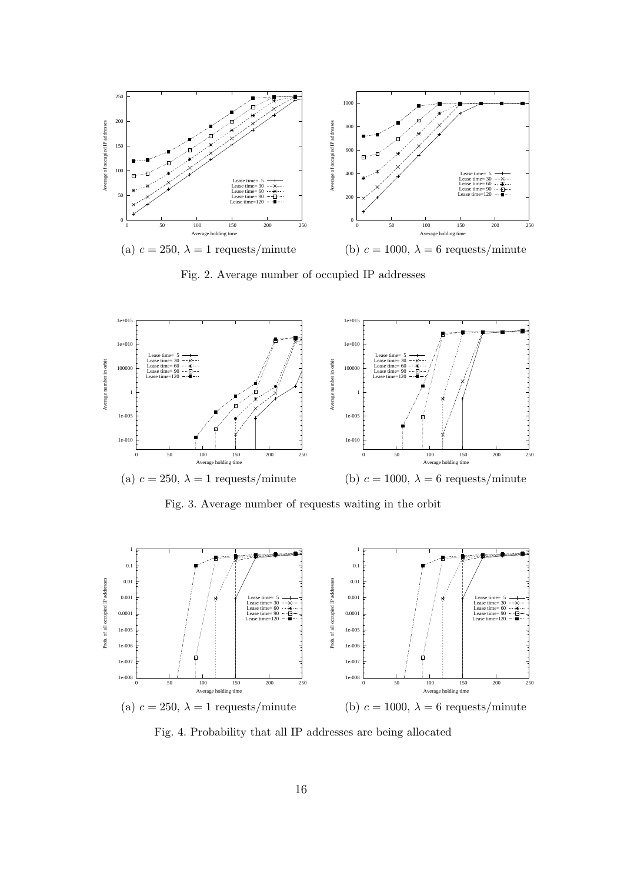(a) $c = 250$, $\lambda = 1$ requests/minute

(b) $c = 1000$, $\lambda = 6$ requests/minute

Fig. 2. Average number of occupied IP addresses

(a) $c = 250$, $\lambda = 1$ requests/minute

(b) $c = 1000$, $\lambda = 6$ requests/minute

Fig. 3. Average number of requests waiting in the orbit

(a) $c = 250$, $\lambda = 1$ requests/minute

(b) $c = 1000$, $\lambda = 6$ requests/minute

Fig. 4. Probability that all IP addresses are being allocated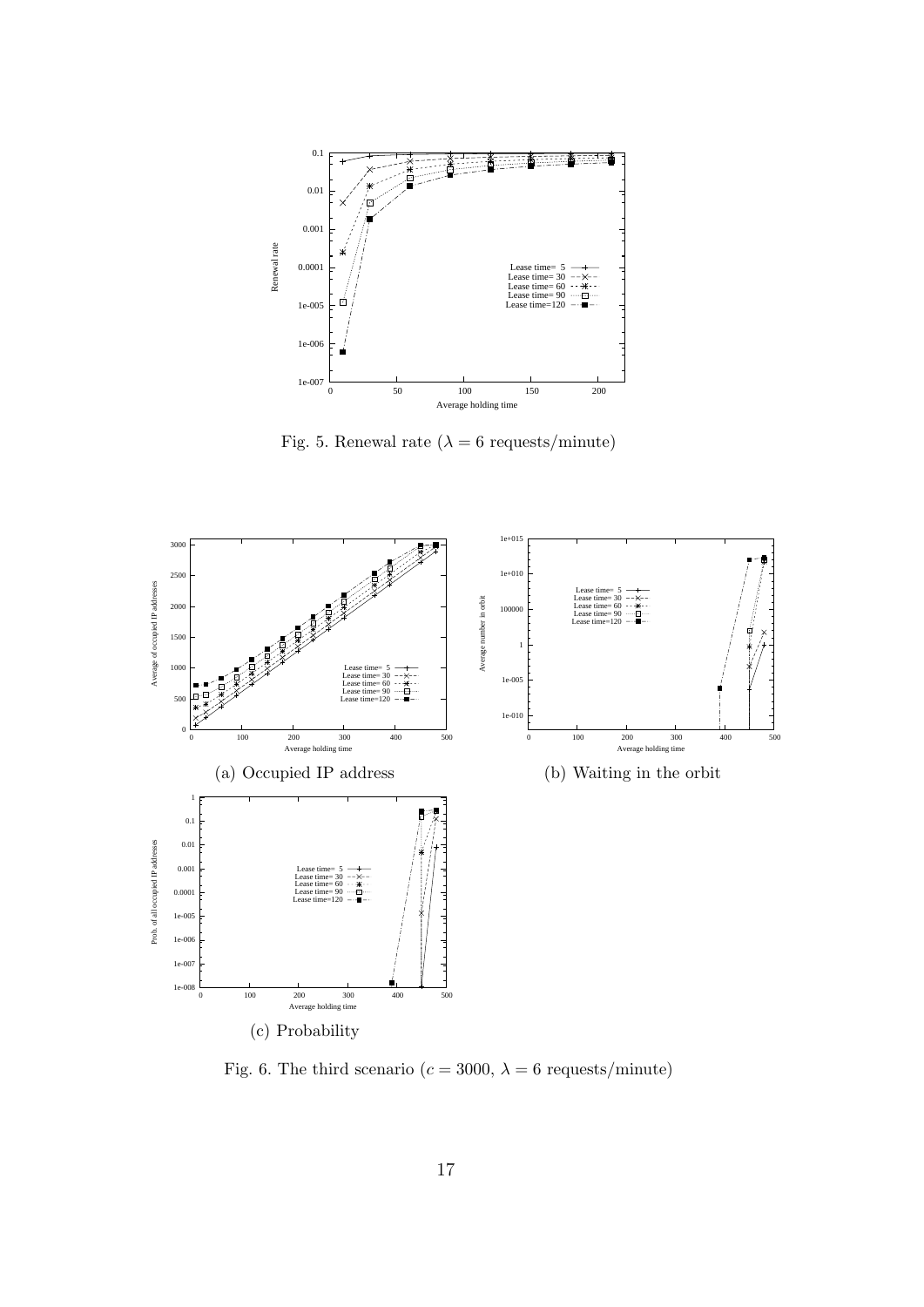Renewal rate

0.1

0.01

0.001

0.0001

1e-005

1e-006

1e-007

0 50 100 150 200

Average holding time

Lease time= 5
Lease time= 30
Lease time= 60
Lease time= 90
Lease time=120

Fig. 5. Renewal rate ($\lambda = 6$ requests/minute)

Average of occupied IP addresses

3000
2500
2000
1500
1000
500
0

0 100 200 300 400 500

Average holding time

Lease time= 5
Lease time= 30
Lease time= 60
Lease time= 90
Lease time=120

(a) Occupied IP address

Average number in orbit

1e+015
1e+010
100000
1
1e-005
1e-010

0 100 200 300 400 500

Average holding time

Lease time= 5
Lease time= 30
Lease time= 60
Lease time= 90
Lease time=120

(b) Waiting in the orbit

Prob. of all occupied IP addresses

1
0.1
0.01
0.001
0.0001
1e-005
1e-006
1e-007
1e-008

0 100 200 300 400 500

Average holding time

Lease time= 5
Lease time= 30
Lease time= 60
Lease time= 90
Lease time=120

(c) Probability

Fig. 6. The third scenario ($c = 3000$, $\lambda = 6$ requests/minute)